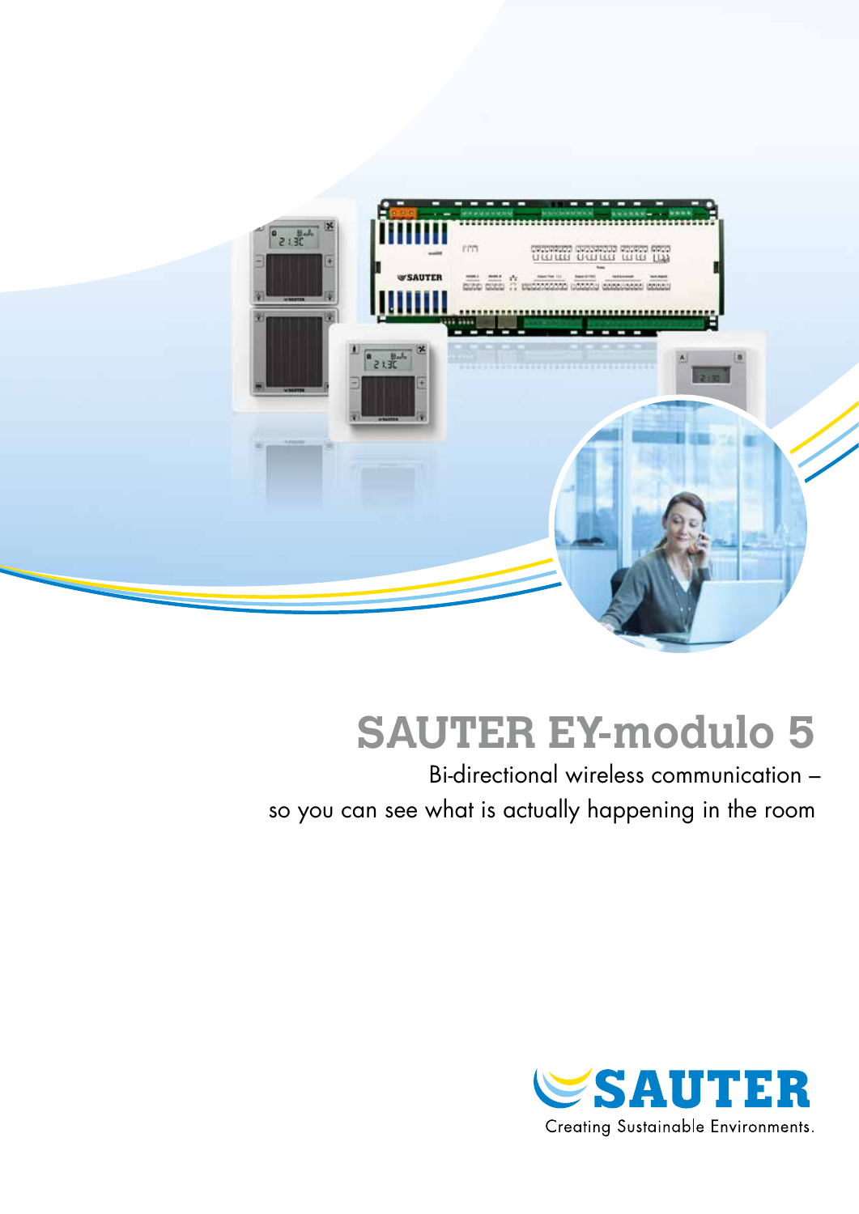# SAUTER EY-modulo 5

Bi-directional wireless communication – so you can see what is actually happening in the room

SAUTER

Creating Sustainable Environments.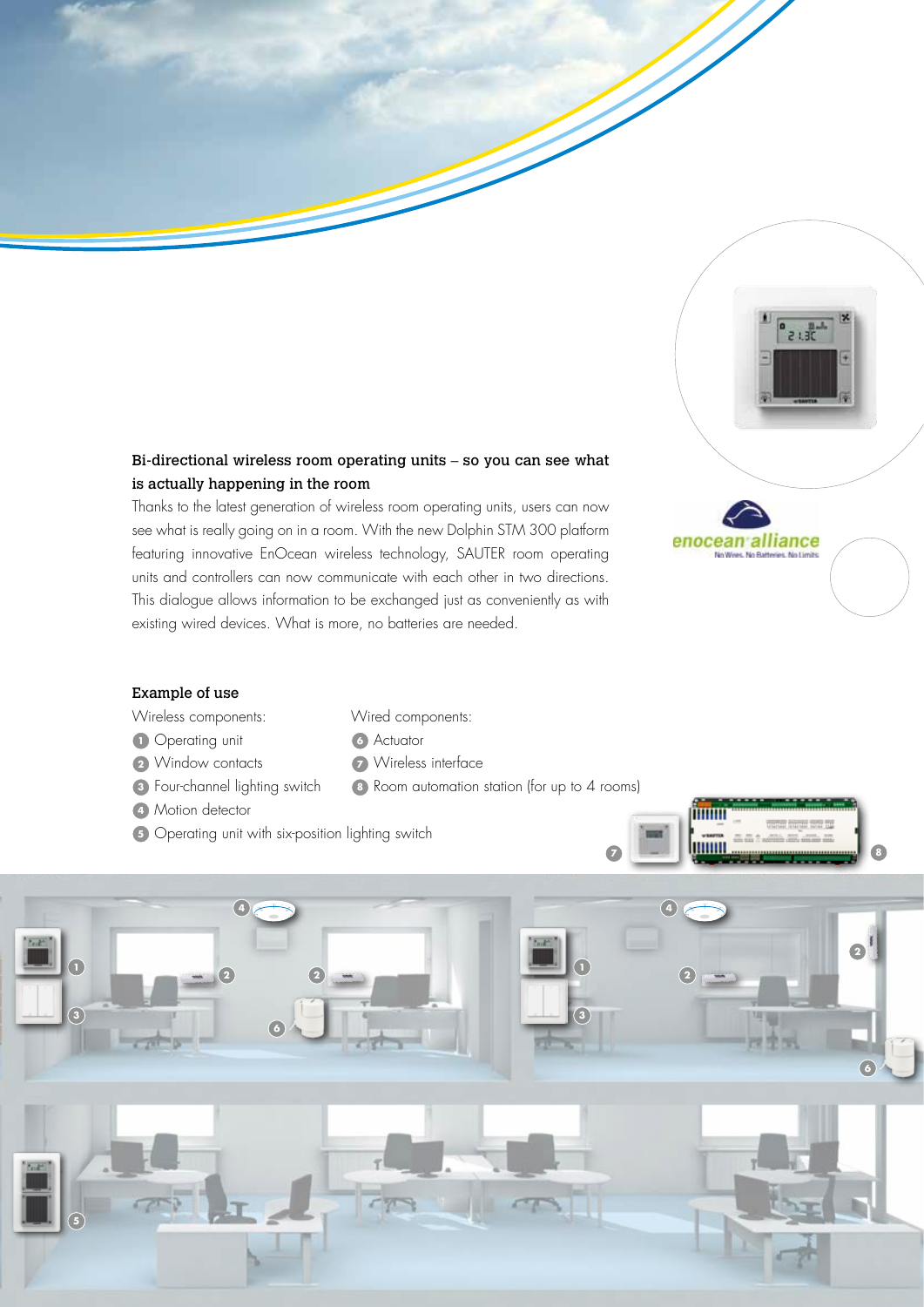### Bi-directional wireless room operating units – so you can see what is actually happening in the room

Thanks to the latest generation of wireless room operating units, users can now see what is really going on in a room. With the new Dolphin STM 300 platform featuring innovative EnOcean wireless technology, SAUTER room operating units and controllers can now communicate with each other in two directions. This dialogue allows information to be exchanged just as conveniently as with existing wired devices. What is more, no batteries are needed.

### Example of use

Wireless components:

1. Operating unit
2. Window contacts
3. Four-channel lighting switch
4. Motion detector
5. Operating unit with six-position lighting switch

Wired components:

6. Actuator
7. Wireless interface
8. Room automation station (for up to 4 rooms)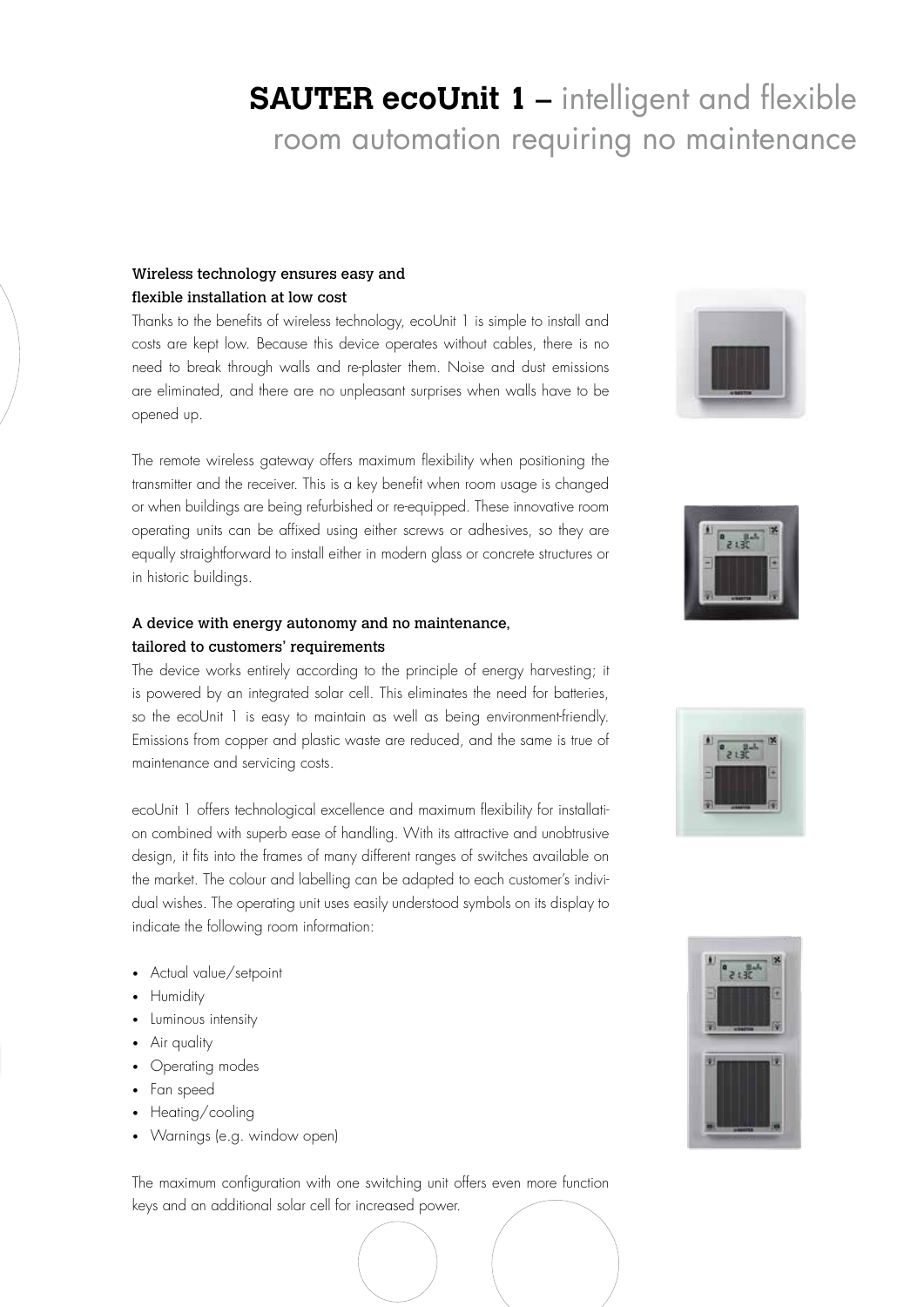# **SAUTER ecoUnit 1** – intelligent and flexible room automation requiring no maintenance

### Wireless technology ensures easy and flexible installation at low cost

Thanks to the benefits of wireless technology, ecoUnit 1 is simple to install and costs are kept low. Because this device operates without cables, there is no need to break through walls and re-plaster them. Noise and dust emissions are eliminated, and there are no unpleasant surprises when walls have to be opened up.

The remote wireless gateway offers maximum flexibility when positioning the transmitter and the receiver. This is a key benefit when room usage is changed or when buildings are being refurbished or re-equipped. These innovative room operating units can be affixed using either screws or adhesives, so they are equally straightforward to install either in modern glass or concrete structures or in historic buildings.

### A device with energy autonomy and no maintenance, tailored to customers' requirements

The device works entirely according to the principle of energy harvesting; it is powered by an integrated solar cell. This eliminates the need for batteries, so the ecoUnit 1 is easy to maintain as well as being environment-friendly. Emissions from copper and plastic waste are reduced, and the same is true of maintenance and servicing costs.

ecoUnit 1 offers technological excellence and maximum flexibility for installation combined with superb ease of handling. With its attractive and unobtrusive design, it fits into the frames of many different ranges of switches available on the market. The colour and labelling can be adapted to each customer's individual wishes. The operating unit uses easily understood symbols on its display to indicate the following room information:

- Actual value/setpoint
- Humidity
- Luminous intensity
- Air quality
- Operating modes
- Fan speed
- Heating/cooling
- Warnings (e.g. window open)

The maximum configuration with one switching unit offers even more function keys and an additional solar cell for increased power.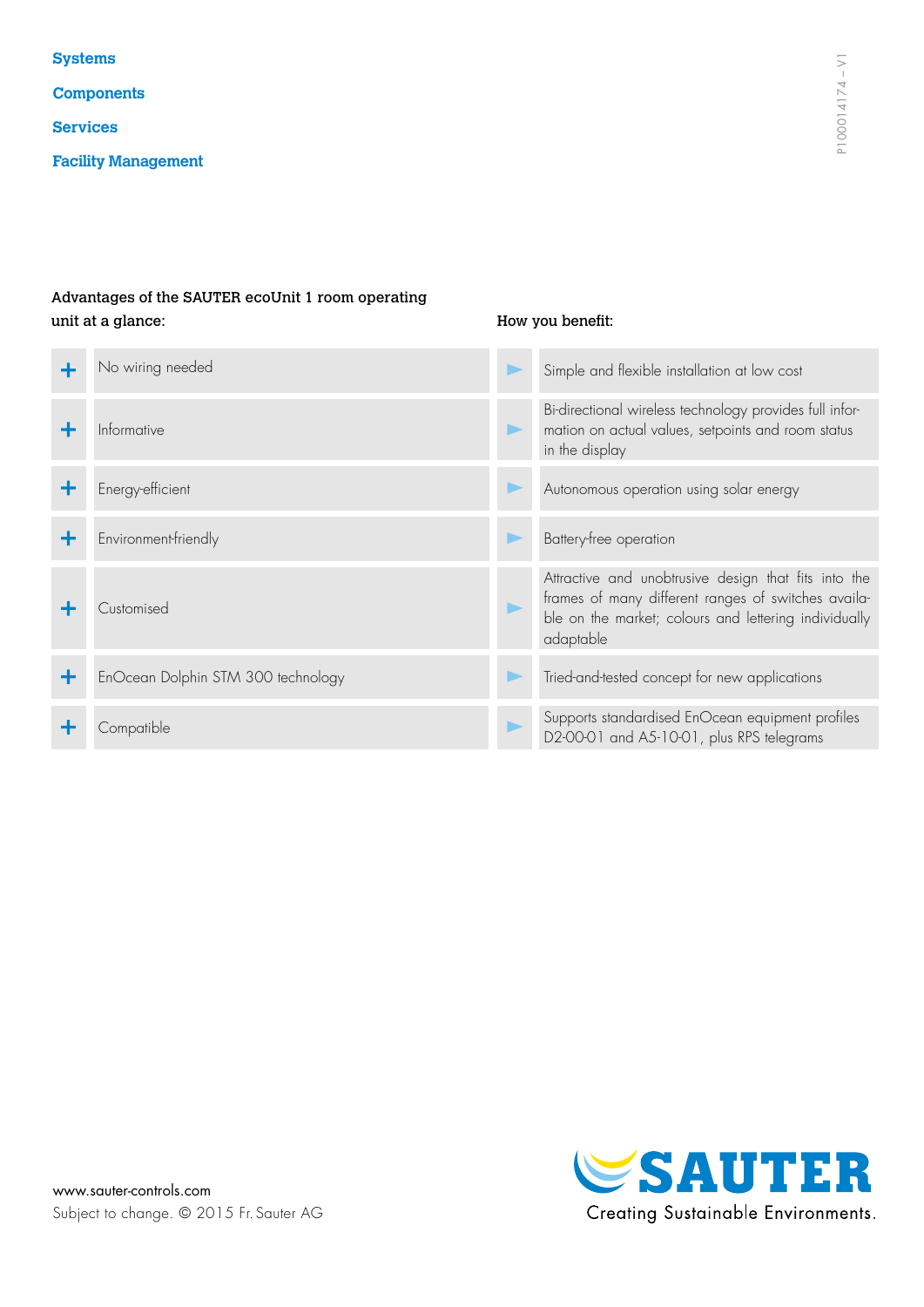**Systems**

**Components**

**Services**

**Facility Management**

P100014174 – V1

**Advantages of the SAUTER ecoUnit 1 room operating unit at a glance:**

**How you benefit:**

| | Advantage | | Benefit |
|---|---|---|---|
| + | No wiring needed | ► | Simple and flexible installation at low cost |
| + | Informative | ► | Bi-directional wireless technology provides full information on actual values, setpoints and room status in the display |
| + | Energy-efficient | ► | Autonomous operation using solar energy |
| + | Environment-friendly | ► | Battery-free operation |
| + | Customised | ► | Attractive and unobtrusive design that fits into the frames of many different ranges of switches available on the market; colours and lettering individually adaptable |
| + | EnOcean Dolphin STM 300 technology | ► | Tried-and-tested concept for new applications |
| + | Compatible | ► | Supports standardised EnOcean equipment profiles D2-00-01 and A5-10-01, plus RPS telegrams |

www.sauter-controls.com
Subject to change. © 2015 Fr. Sauter AG

SAUTER
Creating Sustainable Environments.